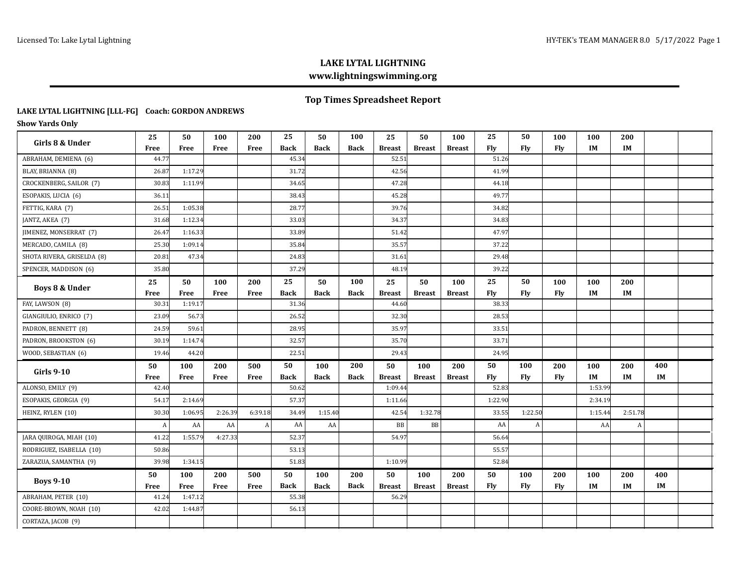# LAKE LYTAL LIGHTNING

**www.lightningswimming.org**

## Top Times Spreadsheet Report

**LAKE LYTAL LIGHTNING [LLL-FG] Coach: GORDON ANDREWS**

**Show Yards Only**

| Girls 8 & Under | 25 Free | 50 Free | 100 Free | 200 Free | 25 Back | 50 Back | 100 Back | 25 Breast | 50 Breast | 100 Breast | 25 Fly | 50 Fly | 100 Fly | 100 IM | 200 IM | | |
|---|---|---|---|---|---|---|---|---|---|---|---|---|---|---|---|---|---|
| ABRAHAM, DEMIENA (6) | 44.77 | | | | 45.34 | | | 52.51 | | | 51.26 | | | | | | |
| BLAY, BRIANNA (8) | 26.87 | 1:17.29 | | | 31.72 | | | 42.56 | | | 41.99 | | | | | | |
| CROCKENBERG, SAILOR (7) | 30.83 | 1:11.99 | | | 34.65 | | | 47.28 | | | 44.18 | | | | | | |
| ESOPAKIS, LUCIA (6) | 36.11 | | | | 38.43 | | | 45.28 | | | 49.77 | | | | | | |
| FETTIG, KARA (7) | 26.51 | 1:05.38 | | | 28.77 | | | 39.76 | | | 34.82 | | | | | | |
| JANTZ, AKEA (7) | 31.68 | 1:12.34 | | | 33.03 | | | 34.37 | | | 34.83 | | | | | | |
| JIMENEZ, MONSERRAT (7) | 26.47 | 1:16.33 | | | 33.89 | | | 51.42 | | | 47.97 | | | | | | |
| MERCADO, CAMILA (8) | 25.30 | 1:09.14 | | | 35.84 | | | 35.57 | | | 37.22 | | | | | | |
| SHOTA RIVERA, GRISELDA (8) | 20.81 | 47.34 | | | 24.83 | | | 31.61 | | | 29.48 | | | | | | |
| SPENCER, MADDISON (6) | 35.80 | | | | 37.29 | | | 48.19 | | | 39.22 | | | | | | |

| Boys 8 & Under | 25 Free | 50 Free | 100 Free | 200 Free | 25 Back | 50 Back | 100 Back | 25 Breast | 50 Breast | 100 Breast | 25 Fly | 50 Fly | 100 Fly | 100 IM | 200 IM | | |
|---|---|---|---|---|---|---|---|---|---|---|---|---|---|---|---|---|---|
| FAY, LAWSON (8) | 30.31 | 1:19.17 | | | 31.36 | | | 44.60 | | | 38.33 | | | | | | |
| GIANGIULIO, ENRICO (7) | 23.09 | 56.73 | | | 26.52 | | | 32.30 | | | 28.53 | | | | | | |
| PADRON, BENNETT (8) | 24.59 | 59.61 | | | 28.95 | | | 35.97 | | | 33.51 | | | | | | |
| PADRON, BROOKSTON (6) | 30.19 | 1:14.74 | | | 32.57 | | | 35.70 | | | 33.71 | | | | | | |
| WOOD, SEBASTIAN (6) | 19.46 | 44.20 | | | 22.51 | | | 29.43 | | | 24.95 | | | | | | |

| Girls 9-10 | 50 Free | 100 Free | 200 Free | 500 Free | 50 Back | 100 Back | 200 Back | 50 Breast | 100 Breast | 200 Breast | 50 Fly | 100 Fly | 200 Fly | 100 IM | 200 IM | 400 IM | |
|---|---|---|---|---|---|---|---|---|---|---|---|---|---|---|---|---|---|
| ALONSO, EMILY (9) | 42.40 | | | | 50.62 | | | 1:09.44 | | | 52.83 | | | 1:53.99 | | | |
| ESOPAKIS, GEORGIA (9) | 54.17 | 2:14.69 | | | 57.37 | | | 1:11.66 | | | 1:22.90 | | | 2:34.19 | | | |
| HEINZ, RYLEN (10) | 30.30 | 1:06.95 | 2:26.39 | 6:39.18 | 34.49 | 1:15.40 | | 42.54 | 1:32.78 | | 33.55 | 1:22.50 | | 1:15.44 | 2:51.78 | | |
| | A | AA | AA | A | AA | AA | | BB | BB | | AA | A | | AA | A | | |
| JARA QUIROGA, MIAH (10) | 41.22 | 1:55.79 | 4:27.33 | | 52.37 | | | 54.97 | | | 56.64 | | | | | | |
| RODRIGUEZ, ISABELLA (10) | 50.86 | | | | 53.13 | | | | | | 55.57 | | | | | | |
| ZARAZUA, SAMANTHA (9) | 39.98 | 1:34.15 | | | 51.83 | | | 1:10.99 | | | 52.84 | | | | | | |

| Boys 9-10 | 50 Free | 100 Free | 200 Free | 500 Free | 50 Back | 100 Back | 200 Back | 50 Breast | 100 Breast | 200 Breast | 50 Fly | 100 Fly | 200 Fly | 100 IM | 200 IM | 400 IM | |
|---|---|---|---|---|---|---|---|---|---|---|---|---|---|---|---|---|---|
| ABRAHAM, PETER (10) | 41.24 | 1:47.12 | | | 55.38 | | | 56.29 | | | | | | | | | |
| COORE-BROWN, NOAH (10) | 42.02 | 1:44.87 | | | 56.13 | | | | | | | | | | | | |
| CORTAZA, JACOB (9) | | | | | | | | | | | | | | | | | |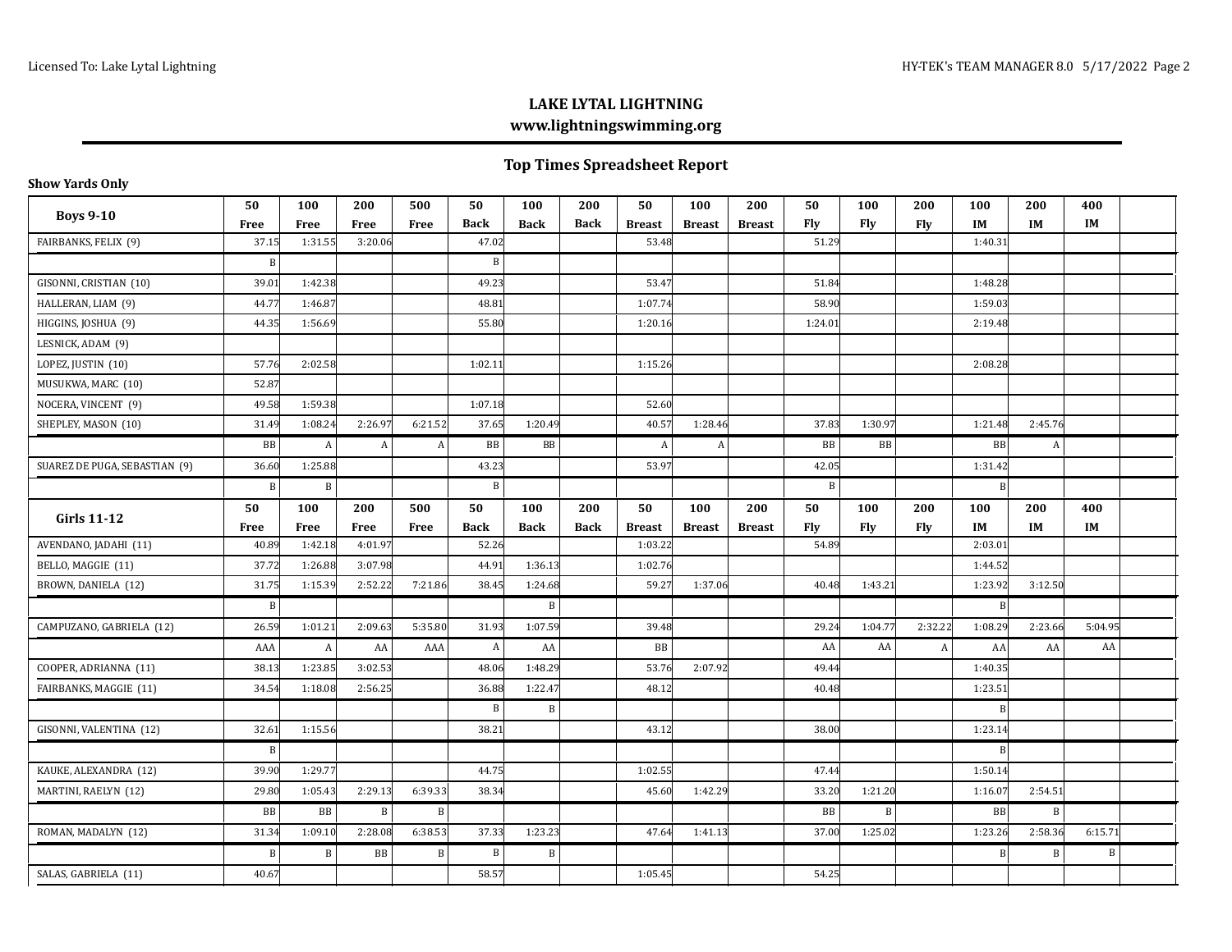# LAKE LYTAL LIGHTNING

**www.lightningswimming.org**

## Top Times Spreadsheet Report

**Show Yards Only**

| Boys 9-10 | 50 Free | 100 Free | 200 Free | 500 Free | 50 Back | 100 Back | 200 Back | 50 Breast | 100 Breast | 200 Breast | 50 Fly | 100 Fly | 200 Fly | 100 IM | 200 IM | 400 IM | |
|---|---|---|---|---|---|---|---|---|---|---|---|---|---|---|---|---|---|
| FAIRBANKS, FELIX (9) | 37.15 | 1:31.55 | 3:20.06 | | 47.02 | | | 53.48 | | | 51.29 | | | 1:40.31 | | | |
| | B | | | | B | | | | | | | | | | | | |
| GISONNI, CRISTIAN (10) | 39.01 | 1:42.38 | | | 49.23 | | | 53.47 | | | 51.84 | | | 1:48.28 | | | |
| HALLERAN, LIAM (9) | 44.77 | 1:46.87 | | | 48.81 | | | 1:07.74 | | | 58.90 | | | 1:59.03 | | | |
| HIGGINS, JOSHUA (9) | 44.35 | 1:56.69 | | | 55.80 | | | 1:20.16 | | | 1:24.01 | | | 2:19.48 | | | |
| LESNICK, ADAM (9) | | | | | | | | | | | | | | | | | |
| LOPEZ, JUSTIN (10) | 57.76 | 2:02.58 | | | 1:02.11 | | | 1:15.26 | | | | | | 2:08.28 | | | |
| MUSUKWA, MARC (10) | 52.87 | | | | | | | | | | | | | | | | |
| NOCERA, VINCENT (9) | 49.58 | 1:59.38 | | | 1:07.18 | | | 52.60 | | | | | | | | | |
| SHEPLEY, MASON (10) | 31.49 | 1:08.24 | 2:26.97 | 6:21.52 | 37.65 | 1:20.49 | | 40.57 | 1:28.46 | | 37.83 | 1:30.97 | | 1:21.48 | 2:45.76 | | |
| | BB | A | A | A | BB | BB | | A | A | | BB | BB | | BB | A | | |
| SUAREZ DE PUGA, SEBASTIAN (9) | 36.60 | 1:25.88 | | | 43.23 | | | 53.97 | | | 42.05 | | | 1:31.42 | | | |
| | B | B | | | B | | | | | | B | | | B | | | |
| **Girls 11-12** | **50 Free** | **100 Free** | **200 Free** | **500 Free** | **50 Back** | **100 Back** | **200 Back** | **50 Breast** | **100 Breast** | **200 Breast** | **50 Fly** | **100 Fly** | **200 Fly** | **100 IM** | **200 IM** | **400 IM** | |
| AVENDANO, JADAHI (11) | 40.89 | 1:42.18 | 4:01.97 | | 52.26 | | | 1:03.22 | | | 54.89 | | | 2:03.01 | | | |
| BELLO, MAGGIE (11) | 37.72 | 1:26.88 | 3:07.98 | | 44.91 | 1:36.13 | | 1:02.76 | | | | | | 1:44.52 | | | |
| BROWN, DANIELA (12) | 31.75 | 1:15.39 | 2:52.22 | 7:21.86 | 38.45 | 1:24.68 | | 59.27 | 1:37.06 | | 40.48 | 1:43.21 | | 1:23.92 | 3:12.50 | | |
| | B | | | | | B | | | | | | | | B | | | |
| CAMPUZANO, GABRIELA (12) | 26.59 | 1:01.21 | 2:09.63 | 5:35.80 | 31.93 | 1:07.59 | | 39.48 | | | 29.24 | 1:04.77 | 2:32.22 | 1:08.29 | 2:23.66 | 5:04.95 | |
| | AAA | A | AA | AAA | A | AA | | BB | | | AA | AA | A | AA | AA | AA | |
| COOPER, ADRIANNA (11) | 38.13 | 1:23.85 | 3:02.53 | | 48.06 | 1:48.29 | | 53.76 | 2:07.92 | | 49.44 | | | 1:40.35 | | | |
| FAIRBANKS, MAGGIE (11) | 34.54 | 1:18.08 | 2:56.25 | | 36.88 | 1:22.47 | | 48.12 | | | 40.48 | | | 1:23.51 | | | |
| | | | | | B | B | | | | | | | | B | | | |
| GISONNI, VALENTINA (12) | 32.61 | 1:15.56 | | | 38.21 | | | 43.12 | | | 38.00 | | | 1:23.14 | | | |
| | B | | | | | | | | | | | | | B | | | |
| KAUKE, ALEXANDRA (12) | 39.90 | 1:29.77 | | | 44.75 | | | 1:02.55 | | | 47.44 | | | 1:50.14 | | | |
| MARTINI, RAELYN (12) | 29.80 | 1:05.43 | 2:29.13 | 6:39.33 | 38.34 | | | 45.60 | 1:42.29 | | 33.20 | 1:21.20 | | 1:16.07 | 2:54.51 | | |
| | BB | BB | B | B | | | | | | | BB | B | | BB | B | | |
| ROMAN, MADALYN (12) | 31.34 | 1:09.10 | 2:28.08 | 6:38.53 | 37.33 | 1:23.23 | | 47.64 | 1:41.13 | | 37.00 | 1:25.02 | | 1:23.26 | 2:58.36 | 6:15.71 | |
| | B | B | BB | B | B | B | | | | | | | | B | B | B | |
| SALAS, GABRIELA (11) | 40.67 | | | | 58.57 | | | 1:05.45 | | | 54.25 | | | | | | |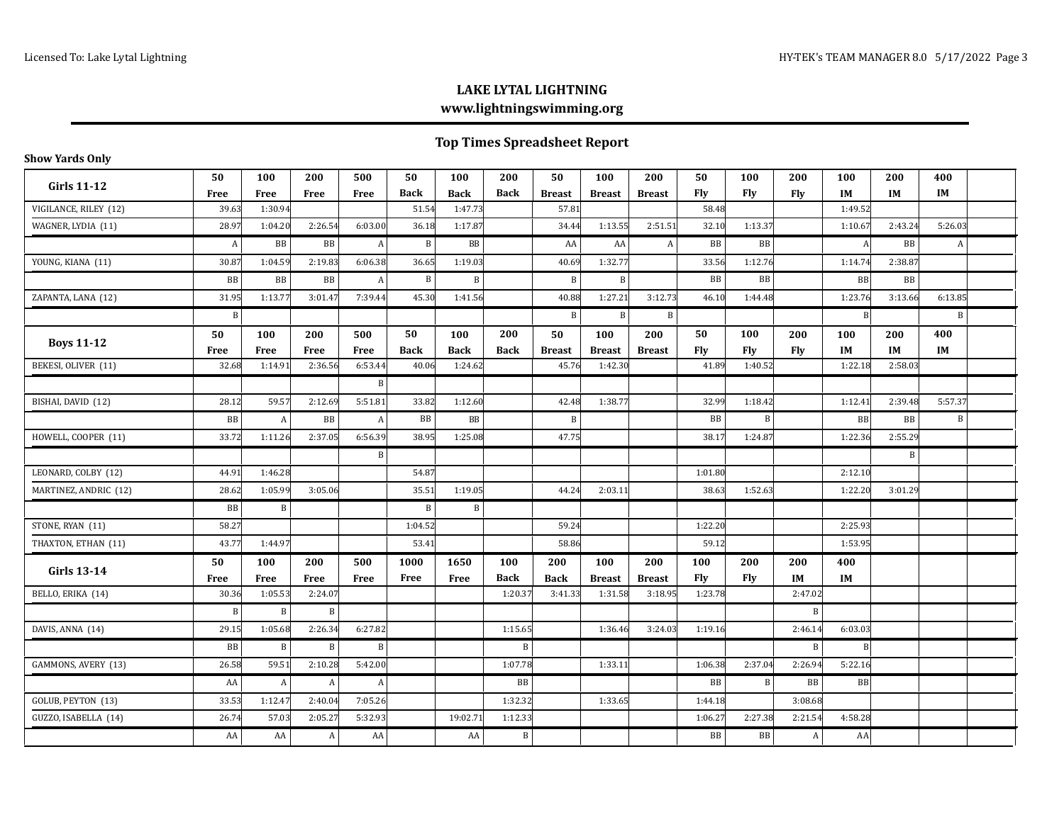## LAKE LYTAL LIGHTNING

**www.lightningswimming.org**

### Top Times Spreadsheet Report

**Show Yards Only**

| Girls 11-12 | 50 Free | 100 Free | 200 Free | 500 Free | 50 Back | 100 Back | 200 Back | 50 Breast | 100 Breast | 200 Breast | 50 Fly | 100 Fly | 200 Fly | 100 IM | 200 IM | 400 IM | |
|---|---|---|---|---|---|---|---|---|---|---|---|---|---|---|---|---|---|
| VIGILANCE, RILEY (12) | 39.63 | 1:30.94 | | | 51.54 | 1:47.73 | | 57.81 | | | 58.48 | | | 1:49.52 | | | |
| WAGNER, LYDIA (11) | 28.97 | 1:04.20 | 2:26.54 | 6:03.00 | 36.18 | 1:17.87 | | 34.44 | 1:13.55 | 2:51.51 | 32.10 | 1:13.37 | | 1:10.67 | 2:43.24 | 5:26.03 | |
| | A | BB | BB | A | B | BB | | AA | AA | A | BB | BB | | A | BB | A | |
| YOUNG, KIANA (11) | 30.87 | 1:04.59 | 2:19.83 | 6:06.38 | 36.65 | 1:19.03 | | 40.69 | 1:32.77 | | 33.56 | 1:12.76 | | 1:14.74 | 2:38.87 | | |
| | BB | BB | BB | A | B | B | | B | B | | BB | BB | | BB | BB | | |
| ZAPANTA, LANA (12) | 31.95 | 1:13.77 | 3:01.47 | 7:39.44 | 45.30 | 1:41.56 | | 40.88 | 1:27.21 | 3:12.73 | 46.10 | 1:44.48 | | 1:23.76 | 3:13.66 | 6:13.85 | |
| | B | | | | | | | B | B | B | | | | B | | B | |

| Boys 11-12 | 50 Free | 100 Free | 200 Free | 500 Free | 50 Back | 100 Back | 200 Back | 50 Breast | 100 Breast | 200 Breast | 50 Fly | 100 Fly | 200 Fly | 100 IM | 200 IM | 400 IM | |
|---|---|---|---|---|---|---|---|---|---|---|---|---|---|---|---|---|---|
| BEKESI, OLIVER (11) | 32.68 | 1:14.91 | 2:36.56 | 6:53.44 | 40.06 | 1:24.62 | | 45.76 | 1:42.30 | | 41.89 | 1:40.52 | | 1:22.18 | 2:58.03 | | |
| | | | | B | | | | | | | | | | | | | |
| BISHAI, DAVID (12) | 28.12 | 59.57 | 2:12.69 | 5:51.81 | 33.82 | 1:12.60 | | 42.48 | 1:38.77 | | 32.99 | 1:18.42 | | 1:12.41 | 2:39.48 | 5:57.37 | |
| | BB | A | BB | A | BB | BB | | B | | | BB | B | | BB | BB | B | |
| HOWELL, COOPER (11) | 33.72 | 1:11.26 | 2:37.05 | 6:56.39 | 38.95 | 1:25.08 | | 47.75 | | | 38.17 | 1:24.87 | | 1:22.36 | 2:55.29 | | |
| | | | | B | | | | | | | | | | | B | | |
| LEONARD, COLBY (12) | 44.91 | 1:46.28 | | | 54.87 | | | | | | 1:01.80 | | | 2:12.10 | | | |
| MARTINEZ, ANDRIC (12) | 28.62 | 1:05.99 | 3:05.06 | | 35.51 | 1:19.05 | | 44.24 | 2:03.11 | | 38.63 | 1:52.63 | | 1:22.20 | 3:01.29 | | |
| | BB | B | | | B | B | | | | | | | | | | | |
| STONE, RYAN (11) | 58.27 | | | | 1:04.52 | | | 59.24 | | | 1:22.20 | | | 2:25.93 | | | |
| THAXTON, ETHAN (11) | 43.77 | 1:44.97 | | | 53.41 | | | 58.86 | | | 59.12 | | | 1:53.95 | | | |

| Girls 13-14 | 50 Free | 100 Free | 200 Free | 500 Free | 1000 Free | 1650 Free | 100 Back | 200 Back | 100 Breast | 200 Breast | 100 Fly | 200 Fly | 200 IM | 400 IM | | | |
|---|---|---|---|---|---|---|---|---|---|---|---|---|---|---|---|---|---|
| BELLO, ERIKA (14) | 30.36 | 1:05.53 | 2:24.07 | | | | 1:20.37 | 3:41.33 | 1:31.58 | 3:18.95 | 1:23.78 | | 2:47.02 | | | | |
| | B | B | B | | | | | | | | | | B | | | | |
| DAVIS, ANNA (14) | 29.15 | 1:05.68 | 2:26.34 | 6:27.82 | | | 1:15.65 | | 1:36.46 | 3:24.03 | 1:19.16 | | 2:46.14 | 6:03.03 | | | |
| | BB | B | B | B | | | B | | | | | | B | B | | | |
| GAMMONS, AVERY (13) | 26.58 | 59.51 | 2:10.28 | 5:42.00 | | | 1:07.78 | | 1:33.11 | | 1:06.38 | 2:37.04 | 2:26.94 | 5:22.16 | | | |
| | AA | A | A | A | | | BB | | | | BB | B | BB | BB | | | |
| GOLUB, PEYTON (13) | 33.53 | 1:12.47 | 2:40.04 | 7:05.26 | | | 1:32.32 | | 1:33.65 | | 1:44.18 | | 3:08.68 | | | | |
| GUZZO, ISABELLA (14) | 26.74 | 57.03 | 2:05.27 | 5:32.93 | | 19:02.71 | 1:12.33 | | | | 1:06.27 | 2:27.38 | 2:21.54 | 4:58.28 | | | |
| | AA | AA | A | AA | | AA | B | | | | BB | BB | A | AA | | | |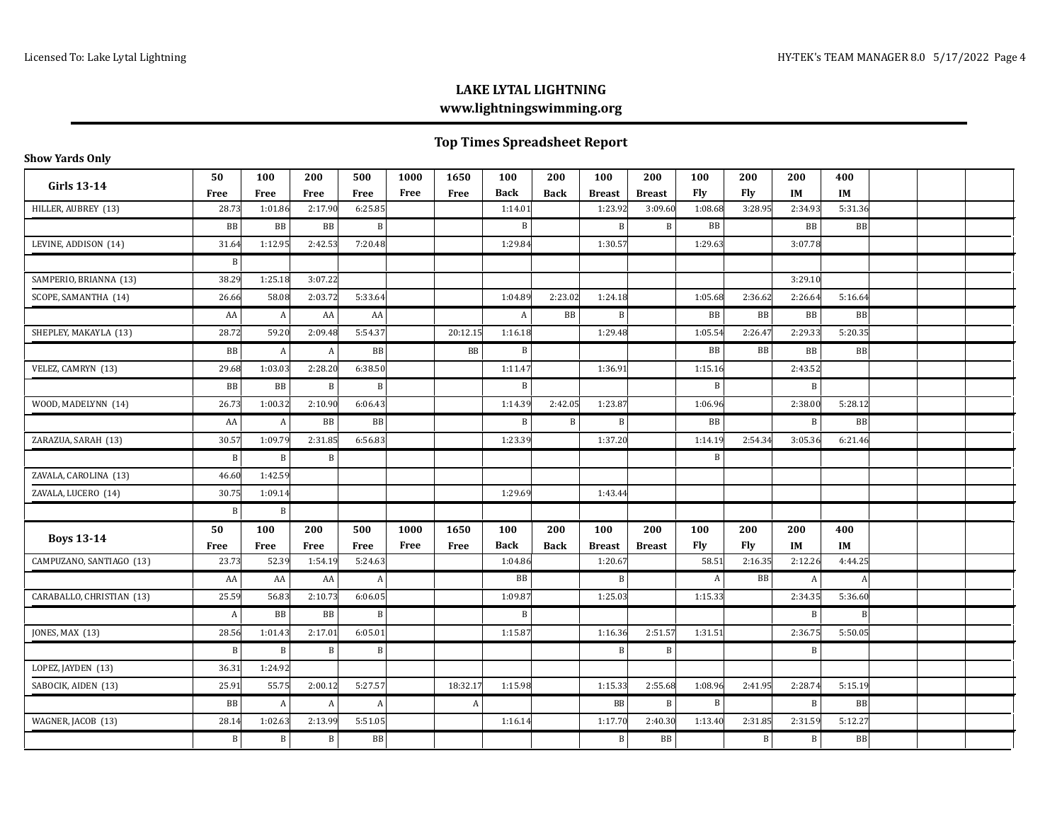# LAKE LYTAL LIGHTNING

**www.lightningswimming.org**

## Top Times Spreadsheet Report

**Show Yards Only**

| Girls 13-14 | 50 Free | 100 Free | 200 Free | 500 Free | 1000 Free | 1650 Free | 100 Back | 200 Back | 100 Breast | 200 Breast | 100 Fly | 200 Fly | 200 IM | 400 IM | | | |
|---|---|---|---|---|---|---|---|---|---|---|---|---|---|---|---|---|---|
| HILLER, AUBREY (13) | 28.73 | 1:01.86 | 2:17.90 | 6:25.85 | | | 1:14.01 | | 1:23.92 | 3:09.60 | 1:08.68 | 3:28.95 | 2:34.93 | 5:31.36 | | | |
| | BB | BB | BB | B | | | B | | B | B | BB | | BB | BB | | | |
| LEVINE, ADDISON (14) | 31.64 | 1:12.95 | 2:42.53 | 7:20.48 | | | 1:29.84 | | 1:30.57 | | 1:29.63 | | 3:07.78 | | | | |
| | B | | | | | | | | | | | | | | | | |
| SAMPERIO, BRIANNA (13) | 38.29 | 1:25.18 | 3:07.22 | | | | | | | | | | 3:29.10 | | | | |
| SCOPE, SAMANTHA (14) | 26.66 | 58.08 | 2:03.72 | 5:33.64 | | | 1:04.89 | 2:23.02 | 1:24.18 | | 1:05.68 | 2:36.62 | 2:26.64 | 5:16.64 | | | |
| | AA | A | AA | AA | | | A | BB | B | | BB | BB | BB | BB | | | |
| SHEPLEY, MAKAYLA (13) | 28.72 | 59.20 | 2:09.48 | 5:54.37 | | 20:12.15 | 1:16.18 | | 1:29.48 | | 1:05.54 | 2:26.47 | 2:29.33 | 5:20.35 | | | |
| | BB | A | A | BB | | BB | B | | | | BB | BB | BB | BB | | | |
| VELEZ, CAMRYN (13) | 29.68 | 1:03.03 | 2:28.20 | 6:38.50 | | | 1:11.47 | | 1:36.91 | | 1:15.16 | | 2:43.52 | | | | |
| | BB | BB | B | B | | | B | | | | B | | B | | | | |
| WOOD, MADELYNN (14) | 26.73 | 1:00.32 | 2:10.90 | 6:06.43 | | | 1:14.39 | 2:42.05 | 1:23.87 | | 1:06.96 | | 2:38.00 | 5:28.12 | | | |
| | AA | A | BB | BB | | | B | B | B | | BB | | B | BB | | | |
| ZARAZUA, SARAH (13) | 30.57 | 1:09.79 | 2:31.85 | 6:56.83 | | | 1:23.39 | | 1:37.20 | | 1:14.19 | 2:54.34 | 3:05.36 | 6:21.46 | | | |
| | B | B | B | | | | | | | | B | | | | | | |
| ZAVALA, CAROLINA (13) | 46.60 | 1:42.59 | | | | | | | | | | | | | | | |
| ZAVALA, LUCERO (14) | 30.75 | 1:09.14 | | | | | 1:29.69 | | 1:43.44 | | | | | | | | |
| | B | B | | | | | | | | | | | | | | | |

| Boys 13-14 | 50 Free | 100 Free | 200 Free | 500 Free | 1000 Free | 1650 Free | 100 Back | 200 Back | 100 Breast | 200 Breast | 100 Fly | 200 Fly | 200 IM | 400 IM | | | |
|---|---|---|---|---|---|---|---|---|---|---|---|---|---|---|---|---|---|
| CAMPUZANO, SANTIAGO (13) | 23.73 | 52.39 | 1:54.19 | 5:24.63 | | | 1:04.86 | | 1:20.67 | | 58.51 | 2:16.35 | 2:12.26 | 4:44.25 | | | |
| | AA | AA | AA | A | | | BB | | B | | A | BB | A | A | | | |
| CARABALLO, CHRISTIAN (13) | 25.59 | 56.83 | 2:10.73 | 6:06.05 | | | 1:09.87 | | 1:25.03 | | 1:15.33 | | 2:34.35 | 5:36.60 | | | |
| | A | BB | BB | B | | | B | | | | | | B | B | | | |
| JONES, MAX (13) | 28.56 | 1:01.43 | 2:17.01 | 6:05.01 | | | 1:15.87 | | 1:16.36 | 2:51.57 | 1:31.51 | | 2:36.75 | 5:50.05 | | | |
| | B | B | B | B | | | | | B | B | | | B | | | | |
| LOPEZ, JAYDEN (13) | 36.31 | 1:24.92 | | | | | | | | | | | | | | | |
| SABOCIK, AIDEN (13) | 25.91 | 55.75 | 2:00.12 | 5:27.57 | | 18:32.17 | 1:15.98 | | 1:15.33 | 2:55.68 | 1:08.96 | 2:41.95 | 2:28.74 | 5:15.19 | | | |
| | BB | A | A | A | | A | | | BB | B | B | | B | BB | | | |
| WAGNER, JACOB (13) | 28.14 | 1:02.63 | 2:13.99 | 5:51.05 | | | 1:16.14 | | 1:17.70 | 2:40.30 | 1:13.40 | 2:31.85 | 2:31.59 | 5:12.27 | | | |
| | B | B | B | BB | | | | | B | BB | | B | B | BB | | | |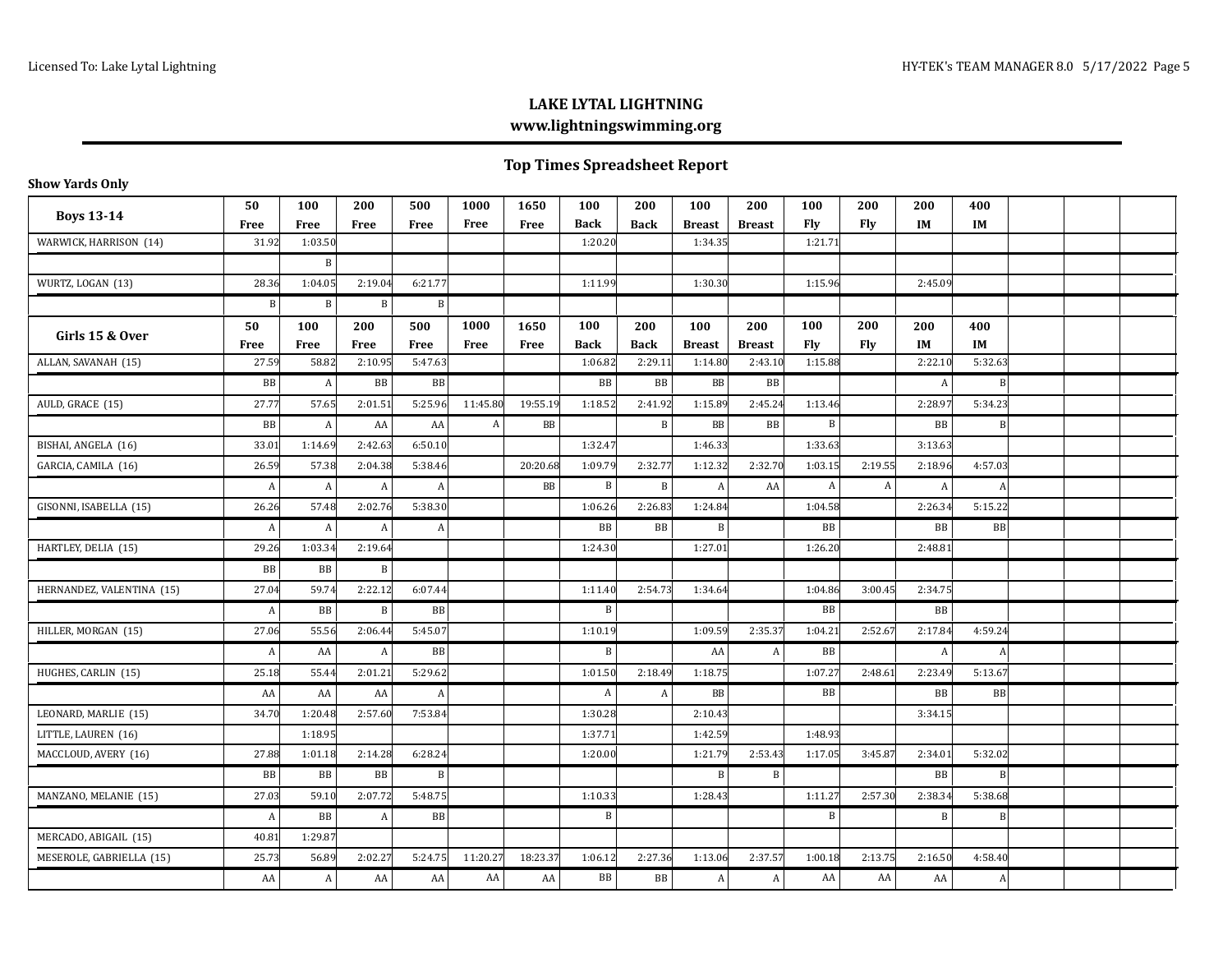## LAKE LYTAL LIGHTNING

**www.lightningswimming.org**

### Top Times Spreadsheet Report

**Show Yards Only**

| Boys 13-14 | 50 Free | 100 Free | 200 Free | 500 Free | 1000 Free | 1650 Free | 100 Back | 200 Back | 100 Breast | 200 Breast | 100 Fly | 200 Fly | 200 IM | 400 IM | | | |
|---|---|---|---|---|---|---|---|---|---|---|---|---|---|---|---|---|---|
| WARWICK, HARRISON (14) | 31.92 | 1:03.50 | | | | | 1:20.20 | | 1:34.35 | | 1:21.71 | | | | | | |
| | | B | | | | | | | | | | | | | | | |
| WURTZ, LOGAN (13) | 28.36 | 1:04.05 | 2:19.04 | 6:21.77 | | | 1:11.99 | | 1:30.30 | | 1:15.96 | | 2:45.09 | | | | |
| | B | B | B | B | | | | | | | | | | | | | |

| Girls 15 & Over | 50 Free | 100 Free | 200 Free | 500 Free | 1000 Free | 1650 Free | 100 Back | 200 Back | 100 Breast | 200 Breast | 100 Fly | 200 Fly | 200 IM | 400 IM | | | |
|---|---|---|---|---|---|---|---|---|---|---|---|---|---|---|---|---|---|
| ALLAN, SAVANAH (15) | 27.59 | 58.82 | 2:10.95 | 5:47.63 | | | 1:06.82 | 2:29.11 | 1:14.80 | 2:43.10 | 1:15.88 | | 2:22.10 | 5:32.63 | | | |
| | BB | A | BB | BB | | | BB | BB | BB | BB | | | A | B | | | |
| AULD, GRACE (15) | 27.77 | 57.65 | 2:01.51 | 5:25.96 | 11:45.80 | 19:55.19 | 1:18.52 | 2:41.92 | 1:15.89 | 2:45.24 | 1:13.46 | | 2:28.97 | 5:34.23 | | | |
| | BB | A | AA | AA | A | BB | | B | BB | BB | B | | BB | B | | | |
| BISHAI, ANGELA (16) | 33.01 | 1:14.69 | 2:42.63 | 6:50.10 | | | 1:32.47 | | 1:46.33 | | 1:33.63 | | 3:13.63 | | | | |
| GARCIA, CAMILA (16) | 26.59 | 57.38 | 2:04.38 | 5:38.46 | | 20:20.68 | 1:09.79 | 2:32.77 | 1:12.32 | 2:32.70 | 1:03.15 | 2:19.55 | 2:18.96 | 4:57.03 | | | |
| | A | A | A | A | | BB | B | B | A | AA | A | A | A | A | | | |
| GISONNI, ISABELLA (15) | 26.26 | 57.48 | 2:02.76 | 5:38.30 | | | 1:06.26 | 2:26.83 | 1:24.84 | | 1:04.58 | | 2:26.34 | 5:15.22 | | | |
| | A | A | A | A | | | BB | BB | B | | BB | | BB | BB | | | |
| HARTLEY, DELIA (15) | 29.26 | 1:03.34 | 2:19.64 | | | | 1:24.30 | | 1:27.01 | | 1:26.20 | | 2:48.81 | | | | |
| | BB | BB | B | | | | | | | | | | | | | | |
| HERNANDEZ, VALENTINA (15) | 27.04 | 59.74 | 2:22.12 | 6:07.44 | | | 1:11.40 | 2:54.73 | 1:34.64 | | 1:04.86 | 3:00.45 | 2:34.75 | | | | |
| | A | BB | B | BB | | | B | | | | BB | | BB | | | | |
| HILLER, MORGAN (15) | 27.06 | 55.56 | 2:06.44 | 5:45.07 | | | 1:10.19 | | 1:09.59 | 2:35.37 | 1:04.21 | 2:52.67 | 2:17.84 | 4:59.24 | | | |
| | A | AA | A | BB | | | B | | AA | A | BB | | A | A | | | |
| HUGHES, CARLIN (15) | 25.18 | 55.44 | 2:01.21 | 5:29.62 | | | 1:01.50 | 2:18.49 | 1:18.75 | | 1:07.27 | 2:48.61 | 2:23.49 | 5:13.67 | | | |
| | AA | AA | AA | A | | | A | A | BB | | BB | | BB | BB | | | |
| LEONARD, MARLIE (15) | 34.70 | 1:20.48 | 2:57.60 | 7:53.84 | | | 1:30.28 | | 2:10.43 | | | | 3:34.15 | | | | |
| LITTLE, LAUREN (16) | | 1:18.95 | | | | | 1:37.71 | | 1:42.59 | | 1:48.93 | | | | | | |
| MACCLOUD, AVERY (16) | 27.88 | 1:01.18 | 2:14.28 | 6:28.24 | | | 1:20.00 | | 1:21.79 | 2:53.43 | 1:17.05 | 3:45.87 | 2:34.01 | 5:32.02 | | | |
| | BB | BB | BB | B | | | | | B | B | | | BB | B | | | |
| MANZANO, MELANIE (15) | 27.03 | 59.10 | 2:07.72 | 5:48.75 | | | 1:10.33 | | 1:28.43 | | 1:11.27 | 2:57.30 | 2:38.34 | 5:38.68 | | | |
| | A | BB | A | BB | | | B | | | | B | | B | B | | | |
| MERCADO, ABIGAIL (15) | 40.81 | 1:29.87 | | | | | | | | | | | | | | | |
| MESEROLE, GABRIELLA (15) | 25.73 | 56.89 | 2:02.27 | 5:24.75 | 11:20.27 | 18:23.37 | 1:06.12 | 2:27.36 | 1:13.06 | 2:37.57 | 1:00.18 | 2:13.75 | 2:16.50 | 4:58.40 | | | |
| | AA | A | AA | AA | AA | AA | BB | BB | A | A | AA | AA | AA | A | | | |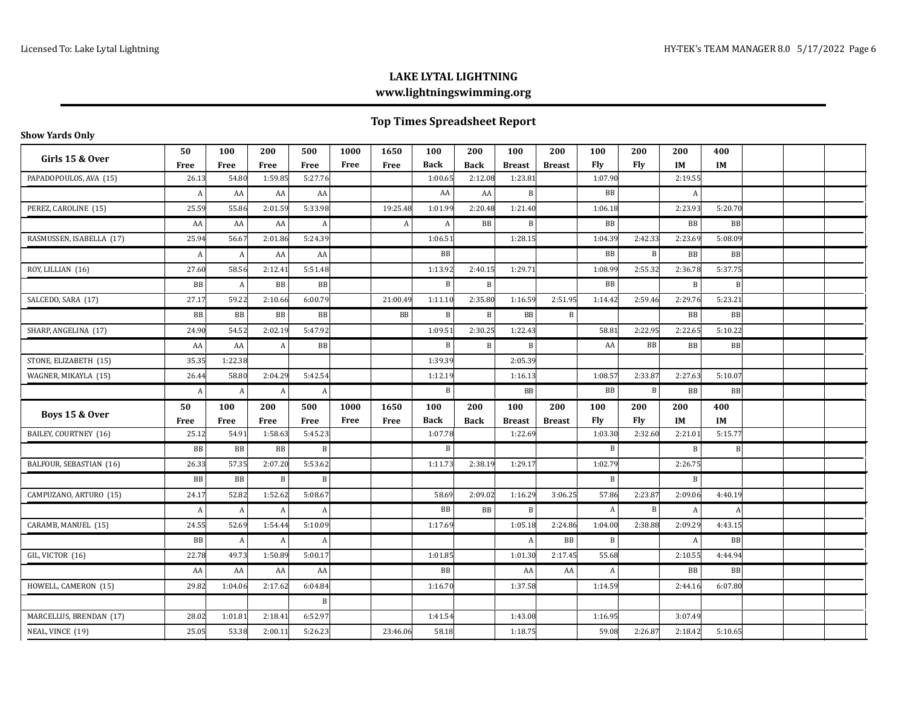## LAKE LYTAL LIGHTNING

**www.lightningswimming.org**

### Top Times Spreadsheet Report

**Show Yards Only**

| Girls 15 & Over | 50 Free | 100 Free | 200 Free | 500 Free | 1000 Free | 1650 Free | 100 Back | 200 Back | 100 Breast | 200 Breast | 100 Fly | 200 Fly | 200 IM | 400 IM | | | |
|---|---|---|---|---|---|---|---|---|---|---|---|---|---|---|---|---|---|
| PAPADOPOULOS, AVA (15) | 26.13 | 54.80 | 1:59.85 | 5:27.76 | | | 1:00.65 | 2:12.08 | 1:23.81 | | 1:07.90 | | 2:19.55 | | | | |
| | A | AA | AA | AA | | | AA | AA | B | | BB | | A | | | | |
| PEREZ, CAROLINE (15) | 25.59 | 55.86 | 2:01.59 | 5:33.98 | | 19:25.48 | 1:01.99 | 2:20.48 | 1:21.40 | | 1:06.18 | | 2:23.93 | 5:20.70 | | | |
| | AA | AA | AA | A | | A | A | BB | B | | BB | | BB | BB | | | |
| RASMUSSEN, ISABELLA (17) | 25.94 | 56.67 | 2:01.86 | 5:24.39 | | | 1:06.51 | | 1:28.15 | | 1:04.39 | 2:42.33 | 2:23.69 | 5:08.09 | | | |
| | A | A | AA | AA | | | BB | | | | BB | B | BB | BB | | | |
| ROY, LILLIAN (16) | 27.60 | 58.56 | 2:12.41 | 5:51.48 | | | 1:13.92 | 2:40.15 | 1:29.71 | | 1:08.99 | 2:55.32 | 2:36.78 | 5:37.75 | | | |
| | BB | A | BB | BB | | | B | B | | | BB | | B | B | | | |
| SALCEDO, SARA (17) | 27.17 | 59.22 | 2:10.66 | 6:00.79 | | 21:00.49 | 1:11.10 | 2:35.80 | 1:16.59 | 2:51.95 | 1:14.42 | 2:59.46 | 2:29.76 | 5:23.21 | | | |
| | BB | BB | BB | BB | | BB | B | B | BB | B | | | BB | BB | | | |
| SHARP, ANGELINA (17) | 24.90 | 54.52 | 2:02.19 | 5:47.92 | | | 1:09.51 | 2:30.25 | 1:22.43 | | 58.81 | 2:22.95 | 2:22.65 | 5:10.22 | | | |
| | AA | AA | A | BB | | | B | B | B | | AA | BB | BB | BB | | | |
| STONE, ELIZABETH (15) | 35.35 | 1:22.38 | | | | | 1:39.39 | | 2:05.39 | | | | | | | | |
| WAGNER, MIKAYLA (15) | 26.44 | 58.80 | 2:04.29 | 5:42.54 | | | 1:12.19 | | 1:16.13 | | 1:08.57 | 2:33.87 | 2:27.63 | 5:10.07 | | | |
| | A | A | A | A | | | B | | BB | | BB | B | BB | BB | | | |
| **Boys 15 & Over** | **50 Free** | **100 Free** | **200 Free** | **500 Free** | **1000 Free** | **1650 Free** | **100 Back** | **200 Back** | **100 Breast** | **200 Breast** | **100 Fly** | **200 Fly** | **200 IM** | **400 IM** | | | |
| BAILEY, COURTNEY (16) | 25.12 | 54.91 | 1:58.63 | 5:45.23 | | | 1:07.78 | | 1:22.69 | | 1:03.30 | 2:32.60 | 2:21.01 | 5:15.77 | | | |
| | BB | BB | BB | B | | | B | | | | B | | B | B | | | |
| BALFOUR, SEBASTIAN (16) | 26.33 | 57.35 | 2:07.20 | 5:53.62 | | | 1:11.73 | 2:38.19 | 1:29.17 | | 1:02.79 | | 2:26.75 | | | | |
| | BB | BB | B | B | | | | | | | B | | B | | | | |
| CAMPUZANO, ARTURO (15) | 24.17 | 52.82 | 1:52.62 | 5:08.67 | | | 58.69 | 2:09.02 | 1:16.29 | 3:06.25 | 57.86 | 2:23.87 | 2:09.06 | 4:40.19 | | | |
| | A | A | A | A | | | BB | BB | B | | A | B | A | A | | | |
| CARAMB, MANUEL (15) | 24.55 | 52.69 | 1:54.44 | 5:10.09 | | | 1:17.69 | | 1:05.18 | 2:24.86 | 1:04.00 | 2:38.88 | 2:09.29 | 4:43.15 | | | |
| | BB | A | A | A | | | | | A | BB | B | | A | BB | | | |
| GIL, VICTOR (16) | 22.78 | 49.73 | 1:50.89 | 5:00.17 | | | 1:01.85 | | 1:01.30 | 2:17.45 | 55.68 | | 2:10.55 | 4:44.94 | | | |
| | AA | AA | AA | AA | | | BB | | AA | AA | A | | BB | BB | | | |
| HOWELL, CAMERON (15) | 29.82 | 1:04.06 | 2:17.62 | 6:04.84 | | | 1:16.70 | | 1:37.58 | | 1:14.59 | | 2:44.16 | 6:07.80 | | | |
| | | | | B | | | | | | | | | | | | | |
| MARCELLUS, BRENDAN (17) | 28.02 | 1:01.81 | 2:18.41 | 6:52.97 | | | 1:41.54 | | 1:43.08 | | 1:16.95 | | 3:07.49 | | | | |
| NEAL, VINCE (19) | 25.05 | 53.38 | 2:00.11 | 5:26.23 | | 23:46.06 | 58.18 | | 1:18.75 | | 59.08 | 2:26.87 | 2:18.42 | 5:10.65 | | | |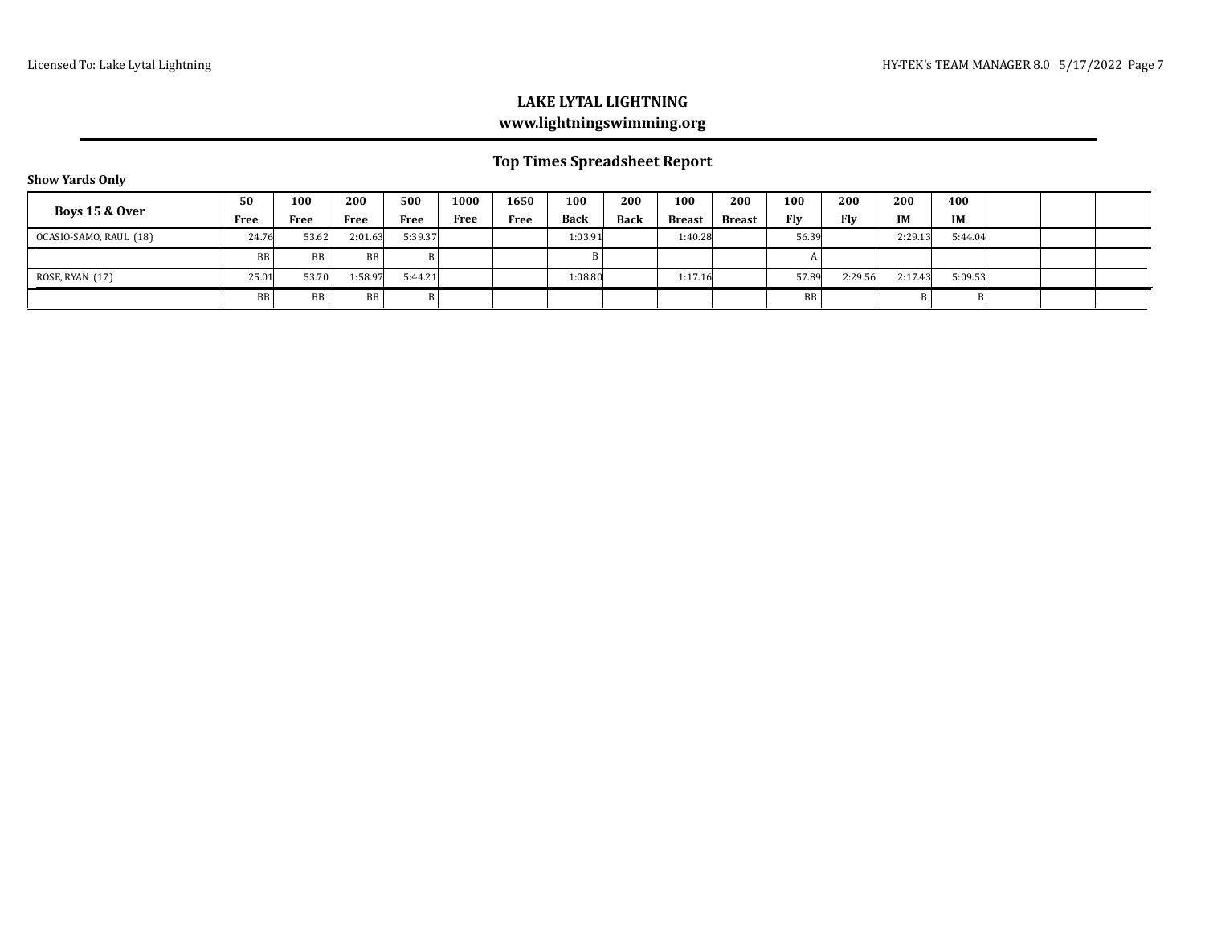# LAKE LYTAL LIGHTNING

**www.lightningswimming.org**

## Top Times Spreadsheet Report

**Show Yards Only**

| Boys 15 & Over | 50 Free | 100 Free | 200 Free | 500 Free | 1000 Free | 1650 Free | 100 Back | 200 Back | 100 Breast | 200 Breast | 100 Fly | 200 Fly | 200 IM | 400 IM | | | |
|---|---|---|---|---|---|---|---|---|---|---|---|---|---|---|---|---|---|
| OCASIO-SAMO, RAUL (18) | 24.76 | 53.62 | 2:01.63 | 5:39.37 | | | 1:03.91 | | 1:40.28 | | 56.39 | | 2:29.13 | 5:44.04 | | | |
| | BB | BB | BB | B | | | B | | | | A | | | | | | |
| ROSE, RYAN (17) | 25.01 | 53.70 | 1:58.97 | 5:44.21 | | | 1:08.80 | | 1:17.16 | | 57.89 | 2:29.56 | 2:17.43 | 5:09.53 | | | |
| | BB | BB | BB | B | | | | | | | BB | | B | B | | | |